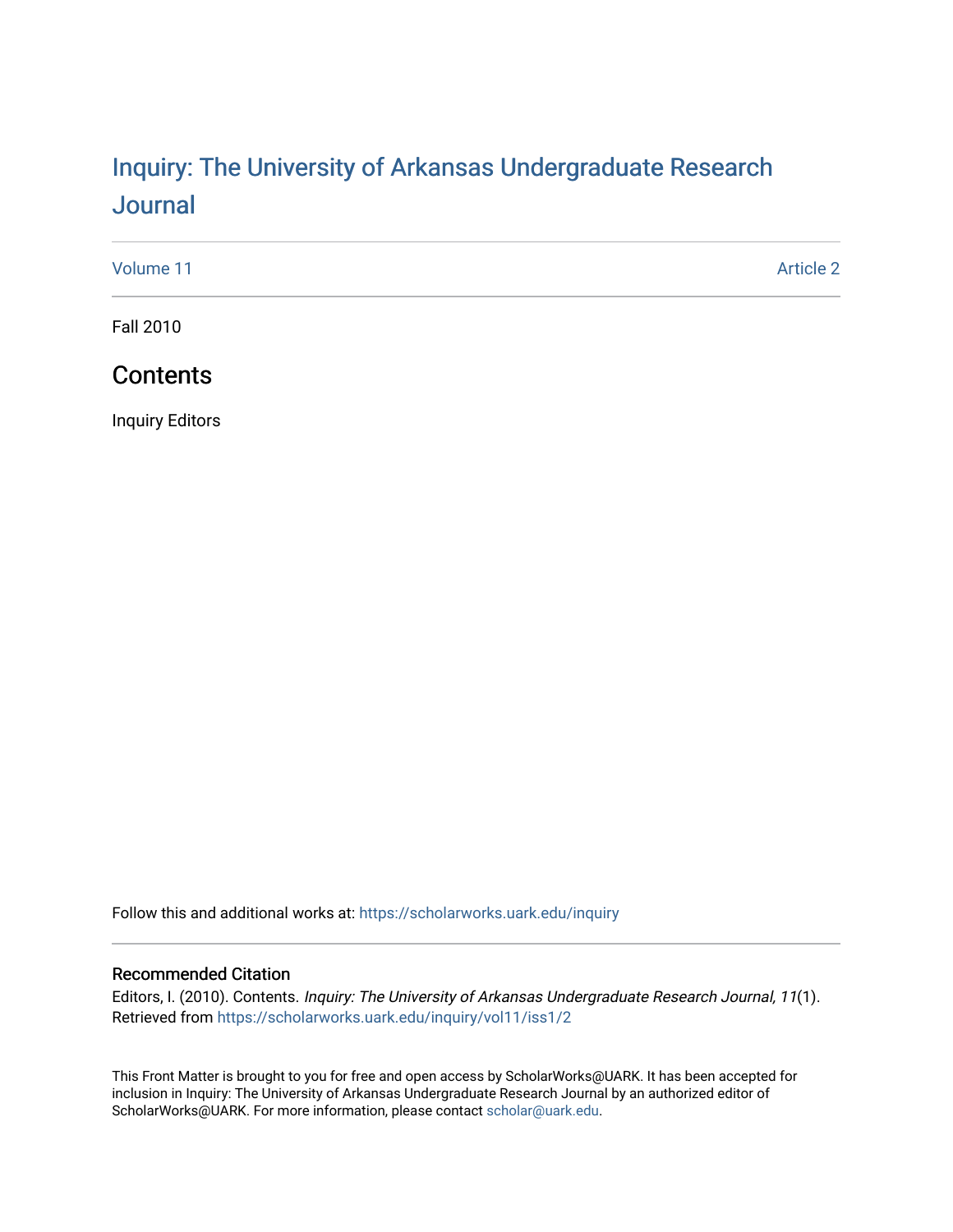# Inquiry: The University of Arkansas Undergraduate Research Journal

Volume 11 | Article 2

Fall 2010

## Contents

Inquiry Editors

Follow this and additional works at: https://scholarworks.uark.edu/inquiry

### Recommended Citation

Editors, I. (2010). Contents. *Inquiry: The University of Arkansas Undergraduate Research Journal, 11*(1). Retrieved from https://scholarworks.uark.edu/inquiry/vol11/iss1/2

This Front Matter is brought to you for free and open access by ScholarWorks@UARK. It has been accepted for inclusion in Inquiry: The University of Arkansas Undergraduate Research Journal by an authorized editor of ScholarWorks@UARK. For more information, please contact scholar@uark.edu.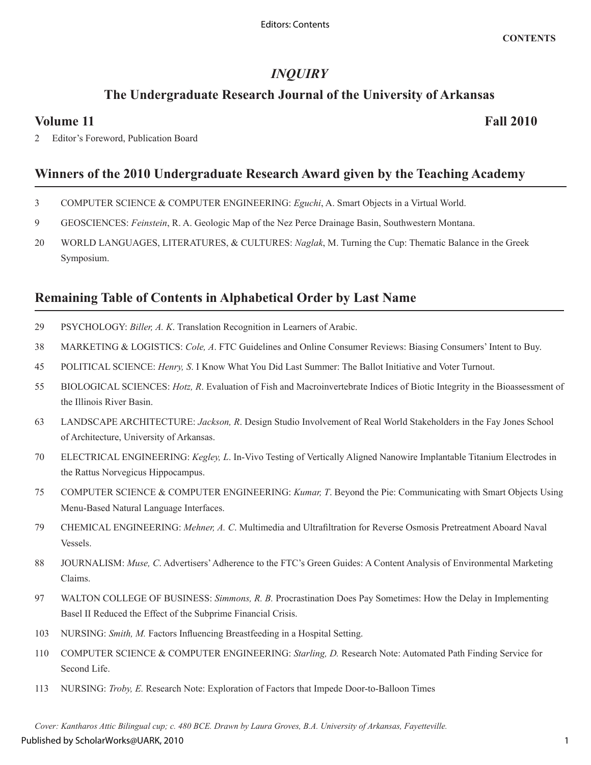# *INQUIRY*

## The Undergraduate Research Journal of the University of Arkansas

**Volume 11** **Fall 2010**

2 Editor's Foreword, Publication Board

## Winners of the 2010 Undergraduate Research Award given by the Teaching Academy

3 COMPUTER SCIENCE & COMPUTER ENGINEERING: *Eguchi*, A. Smart Objects in a Virtual World.

9 GEOSCIENCES: *Feinstein*, R. A. Geologic Map of the Nez Perce Drainage Basin, Southwestern Montana.

20 WORLD LANGUAGES, LITERATURES, & CULTURES: *Naglak*, M. Turning the Cup: Thematic Balance in the Greek Symposium.

## Remaining Table of Contents in Alphabetical Order by Last Name

29 PSYCHOLOGY: *Biller, A. K*. Translation Recognition in Learners of Arabic.

38 MARKETING & LOGISTICS: *Cole, A*. FTC Guidelines and Online Consumer Reviews: Biasing Consumers' Intent to Buy.

45 POLITICAL SCIENCE: *Henry, S*. I Know What You Did Last Summer: The Ballot Initiative and Voter Turnout.

55 BIOLOGICAL SCIENCES: *Hotz, R*. Evaluation of Fish and Macroinvertebrate Indices of Biotic Integrity in the Bioassessment of the Illinois River Basin.

63 LANDSCAPE ARCHITECTURE: *Jackson, R*. Design Studio Involvement of Real World Stakeholders in the Fay Jones School of Architecture, University of Arkansas.

70 ELECTRICAL ENGINEERING: *Kegley, L*. In-Vivo Testing of Vertically Aligned Nanowire Implantable Titanium Electrodes in the Rattus Norvegicus Hippocampus.

75 COMPUTER SCIENCE & COMPUTER ENGINEERING: *Kumar, T*. Beyond the Pie: Communicating with Smart Objects Using Menu-Based Natural Language Interfaces.

79 CHEMICAL ENGINEERING: *Mehner, A. C*. Multimedia and Ultrafiltration for Reverse Osmosis Pretreatment Aboard Naval Vessels.

88 JOURNALISM: *Muse, C*. Advertisers' Adherence to the FTC's Green Guides: A Content Analysis of Environmental Marketing Claims.

97 WALTON COLLEGE OF BUSINESS: *Simmons, R. B.* Procrastination Does Pay Sometimes: How the Delay in Implementing Basel II Reduced the Effect of the Subprime Financial Crisis.

103 NURSING: *Smith, M.* Factors Influencing Breastfeeding in a Hospital Setting.

110 COMPUTER SCIENCE & COMPUTER ENGINEERING: *Starling, D.* Research Note: Automated Path Finding Service for Second Life.

113 NURSING: *Troby, E.* Research Note: Exploration of Factors that Impede Door-to-Balloon Times

*Cover: Kantharos Attic Bilingual cup; c. 480 BCE. Drawn by Laura Groves, B.A. University of Arkansas, Fayetteville.*